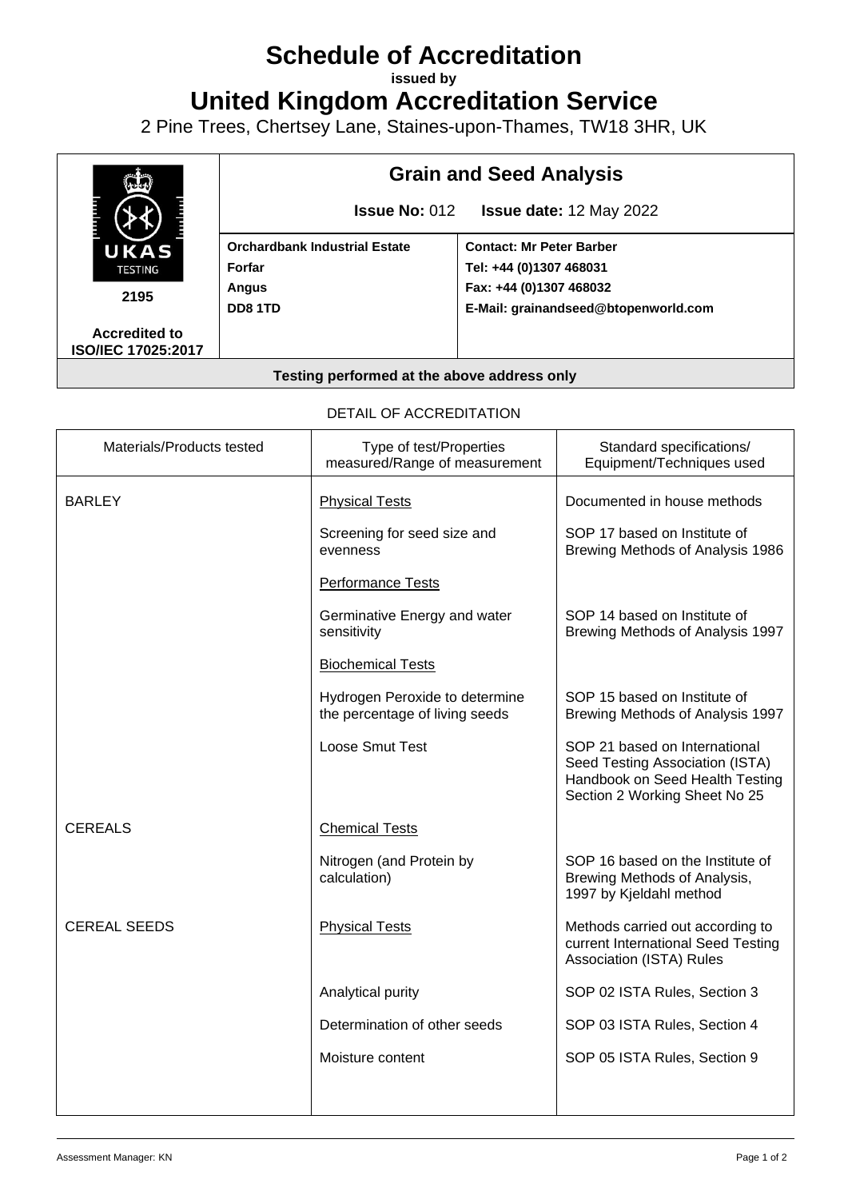# Schedule of Accreditation

**issued by**

# United Kingdom Accreditation Service

2 Pine Trees, Chertsey Lane, Staines-upon-Thames, TW18 3HR, UK

| UKAS TESTING 2195 Accredited to ISO/IEC 17025:2017 | **Grain and Seed Analysis** | |
|---|---|---|
| | **Issue No:** 012 | **Issue date:** 12 May 2022 |
| | **Orchardbank Industrial Estate** **Forfar** **Angus** **DD8 1TD** | **Contact: Mr Peter Barber** **Tel: +44 (0)1307 468031** **Fax: +44 (0)1307 468032** **E-Mail: grainandseed@btopenworld.com** |

**Testing performed at the above address only**

DETAIL OF ACCREDITATION

| Materials/Products tested | Type of test/Properties measured/Range of measurement | Standard specifications/ Equipment/Techniques used |
|---|---|---|
| BARLEY | Physical Tests | Documented in house methods |
| | Screening for seed size and evenness | SOP 17 based on Institute of Brewing Methods of Analysis 1986 |
| | Performance Tests | |
| | Germinative Energy and water sensitivity | SOP 14 based on Institute of Brewing Methods of Analysis 1997 |
| | Biochemical Tests | |
| | Hydrogen Peroxide to determine the percentage of living seeds | SOP 15 based on Institute of Brewing Methods of Analysis 1997 |
| | Loose Smut Test | SOP 21 based on International Seed Testing Association (ISTA) Handbook on Seed Health Testing Section 2 Working Sheet No 25 |
| CEREALS | Chemical Tests | |
| | Nitrogen (and Protein by calculation) | SOP 16 based on the Institute of Brewing Methods of Analysis, 1997 by Kjeldahl method |
| CEREAL SEEDS | Physical Tests | Methods carried out according to current International Seed Testing Association (ISTA) Rules |
| | Analytical purity | SOP 02 ISTA Rules, Section 3 |
| | Determination of other seeds | SOP 03 ISTA Rules, Section 4 |
| | Moisture content | SOP 05 ISTA Rules, Section 9 |

Assessment Manager: KN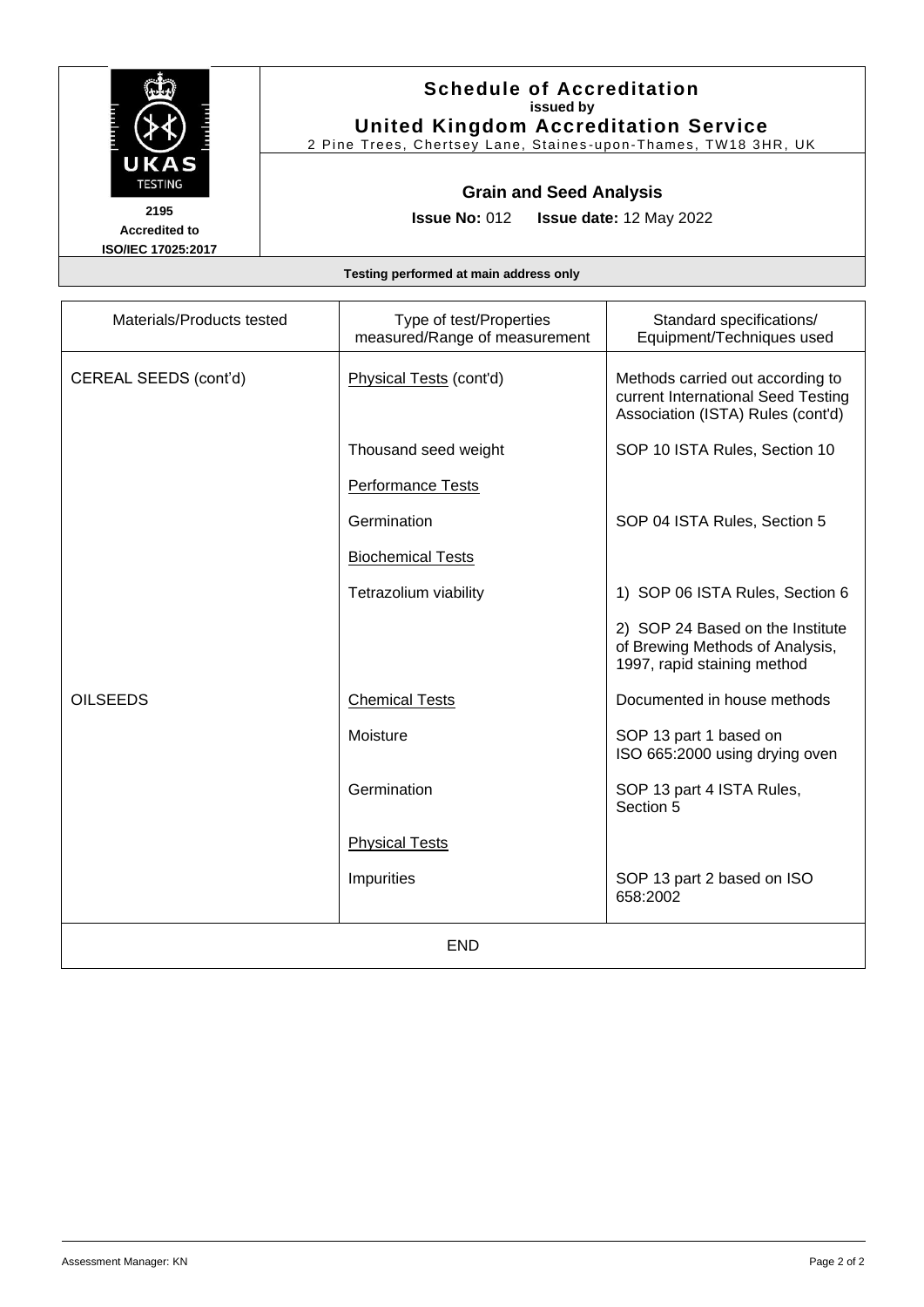**Schedule of Accreditation**
**issued by**
**United Kingdom Accreditation Service**
2 Pine Trees, Chertsey Lane, Staines-upon-Thames, TW18 3HR, UK

**2195**
**Accredited to**
**ISO/IEC 17025:2017**

## Grain and Seed Analysis

**Issue No:** 012 **Issue date:** 12 May 2022

**Testing performed at main address only**

| Materials/Products tested | Type of test/Properties measured/Range of measurement | Standard specifications/ Equipment/Techniques used |
|---|---|---|
| CEREAL SEEDS (cont'd) | Physical Tests (cont'd) | Methods carried out according to current International Seed Testing Association (ISTA) Rules (cont'd) |
| | Thousand seed weight | SOP 10 ISTA Rules, Section 10 |
| | Performance Tests | |
| | Germination | SOP 04 ISTA Rules, Section 5 |
| | Biochemical Tests | |
| | Tetrazolium viability | 1) SOP 06 ISTA Rules, Section 6 |
| | | 2) SOP 24 Based on the Institute of Brewing Methods of Analysis, 1997, rapid staining method |
| OILSEEDS | Chemical Tests | Documented in house methods |
| | Moisture | SOP 13 part 1 based on ISO 665:2000 using drying oven |
| | Germination | SOP 13 part 4 ISTA Rules, Section 5 |
| | Physical Tests | |
| | Impurities | SOP 13 part 2 based on ISO 658:2002 |

END

Assessment Manager: KN